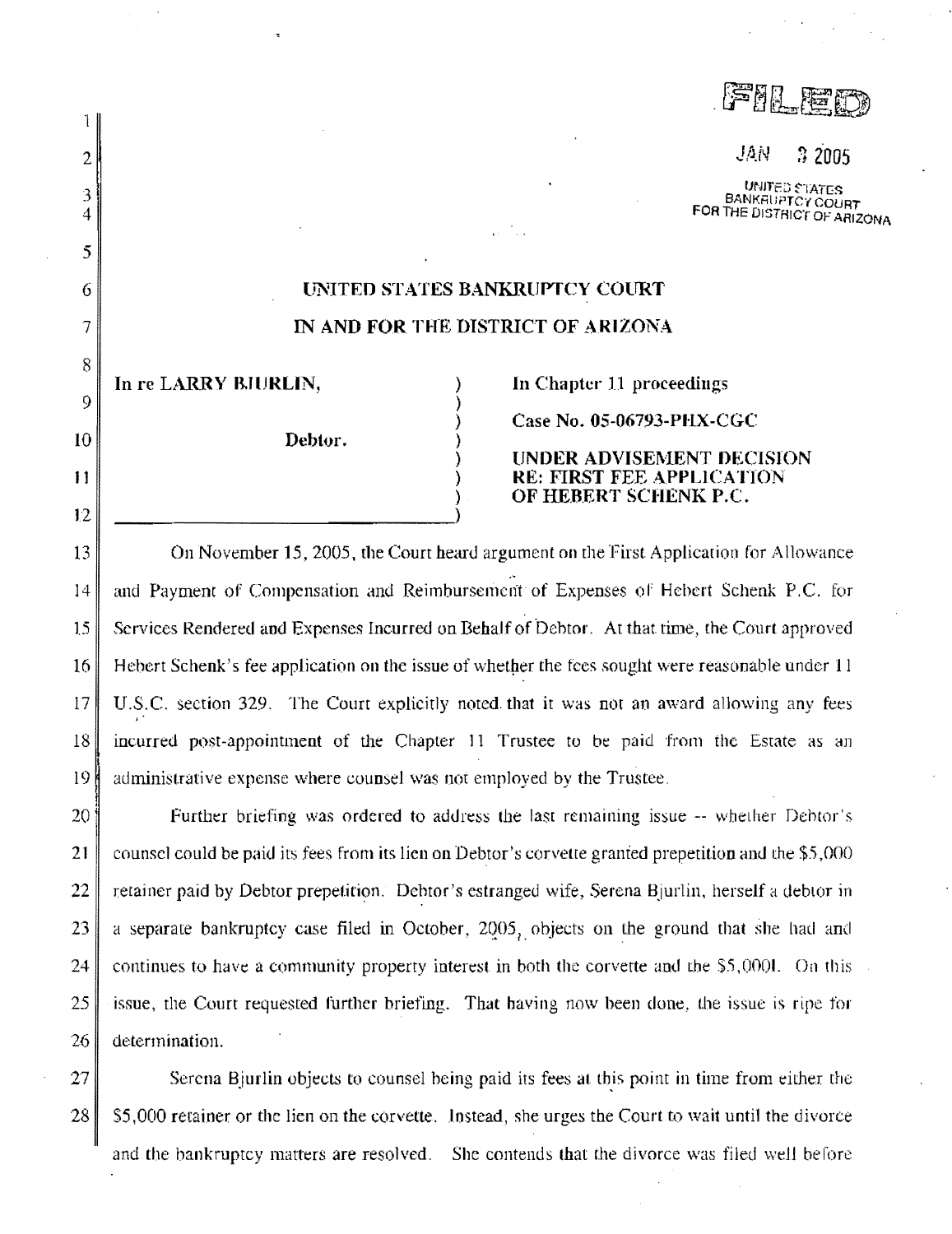FILED

JAN 3 2005

UNITED STATES BANKRUPTCY COURT FOR THE DISTRICT OF ARIZONA

# UNITED STATES BANKRUPTCY COURT
# IN AND FOR THE DISTRICT OF ARIZONA

| | |
|---|---|
| In re LARRY BJURLIN, | In Chapter 11 proceedings |
| | Case No. 05-06793-PHX-CGC |
| Debtor. | UNDER ADVISEMENT DECISION RE: FIRST FEE APPLICATION OF HEBERT SCHENK P.C. |

On November 15, 2005, the Court heard argument on the First Application for Allowance and Payment of Compensation and Reimbursement of Expenses of Hebert Schenk P.C. for Services Rendered and Expenses Incurred on Behalf of Debtor. At that time, the Court approved Hebert Schenk's fee application on the issue of whether the fees sought were reasonable under 11 U.S.C. section 329. The Court explicitly noted that it was not an award allowing any fees incurred post-appointment of the Chapter 11 Trustee to be paid from the Estate as an administrative expense where counsel was not employed by the Trustee.

Further briefing was ordered to address the last remaining issue -- whether Debtor's counsel could be paid its fees from its lien on Debtor's corvette granted prepetition and the $5,000 retainer paid by Debtor prepetition. Debtor's estranged wife, Serena Bjurlin, herself a debtor in a separate bankruptcy case filed in October, 2005, objects on the ground that she had and continues to have a community property interest in both the corvette and the $5,000l. On this issue, the Court requested further briefing. That having now been done, the issue is ripe for determination.

Serena Bjurlin objects to counsel being paid its fees at this point in time from either the $5,000 retainer or the lien on the corvette. Instead, she urges the Court to wait until the divorce and the bankruptcy matters are resolved. She contends that the divorce was filed well before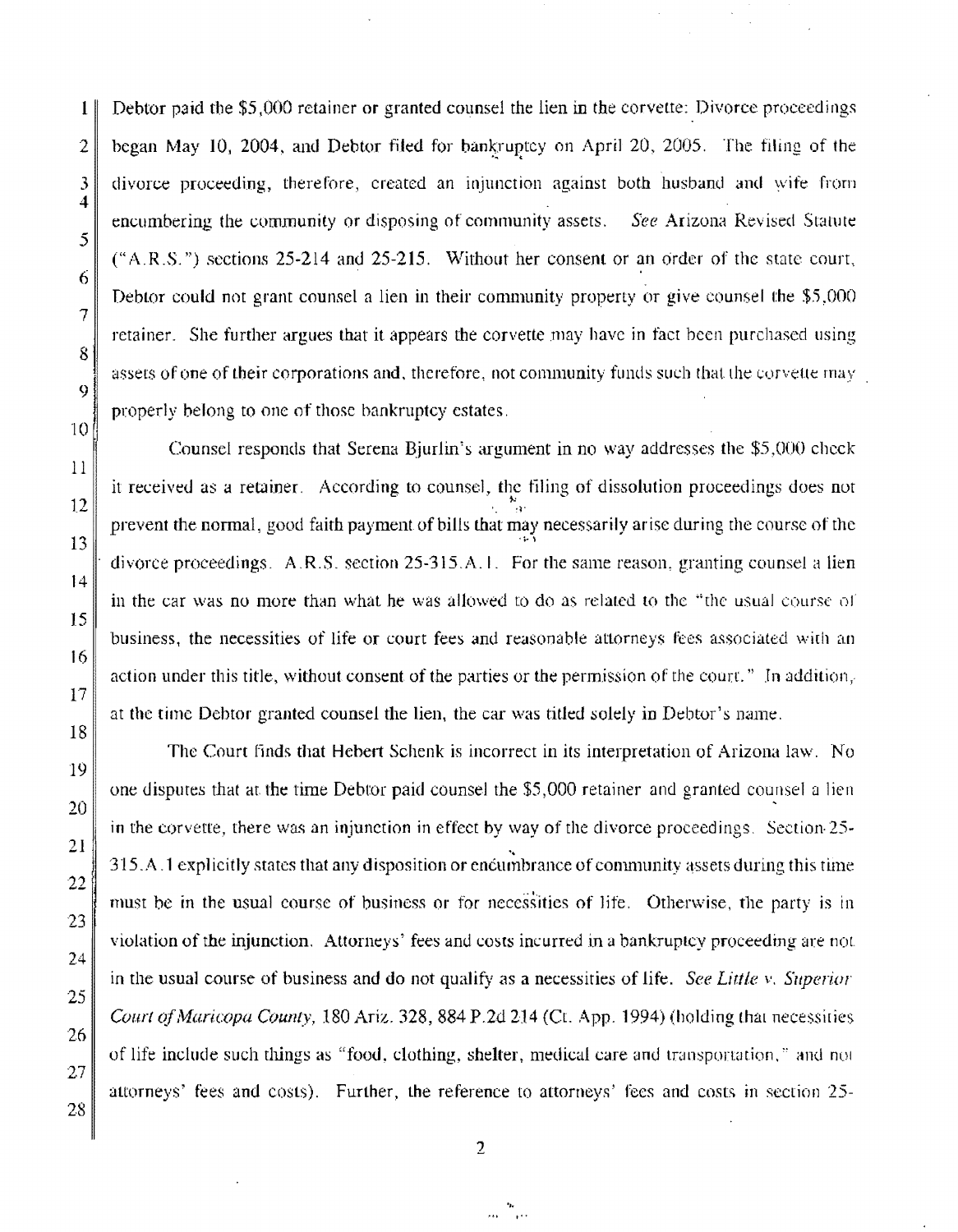Debtor paid the $5,000 retainer or granted counsel the lien in the corvette: Divorce proceedings began May 10, 2004, and Debtor filed for bankruptcy on April 20, 2005. The filing of the divorce proceeding, therefore, created an injunction against both husband and wife from encumbering the community or disposing of community assets. *See* Arizona Revised Statute ("A.R.S.") sections 25-214 and 25-215. Without her consent or an order of the state court, Debtor could not grant counsel a lien in their community property or give counsel the $5,000 retainer. She further argues that it appears the corvette may have in fact been purchased using assets of one of their corporations and, therefore, not community funds such that the corvette may properly belong to one of those bankruptcy estates.

Counsel responds that Serena Bjurlin's argument in no way addresses the $5,000 check it received as a retainer. According to counsel, the filing of dissolution proceedings does not prevent the normal, good faith payment of bills that may necessarily arise during the course of the divorce proceedings. A.R.S. section 25-315.A.1. For the same reason, granting counsel a lien in the car was no more than what he was allowed to do as related to the "the usual course of business, the necessities of life or court fees and reasonable attorneys fees associated with an action under this title, without consent of the parties or the permission of the court." In addition, at the time Debtor granted counsel the lien, the car was titled solely in Debtor's name.

The Court finds that Hebert Schenk is incorrect in its interpretation of Arizona law. No one disputes that at the time Debtor paid counsel the $5,000 retainer and granted counsel a lien in the corvette, there was an injunction in effect by way of the divorce proceedings. Section 25-315.A.1 explicitly states that any disposition or encumbrance of community assets during this time must be in the usual course of business or for necessities of life. Otherwise, the party is in violation of the injunction. Attorneys' fees and costs incurred in a bankruptcy proceeding are not in the usual course of business and do not qualify as a necessities of life. *See Little v. Superior Court of Maricopa County,* 180 Ariz. 328, 884 P.2d 214 (Ct. App. 1994) (holding that necessities of life include such things as "food, clothing, shelter, medical care and transportation," and not attorneys' fees and costs). Further, the reference to attorneys' fees and costs in section 25-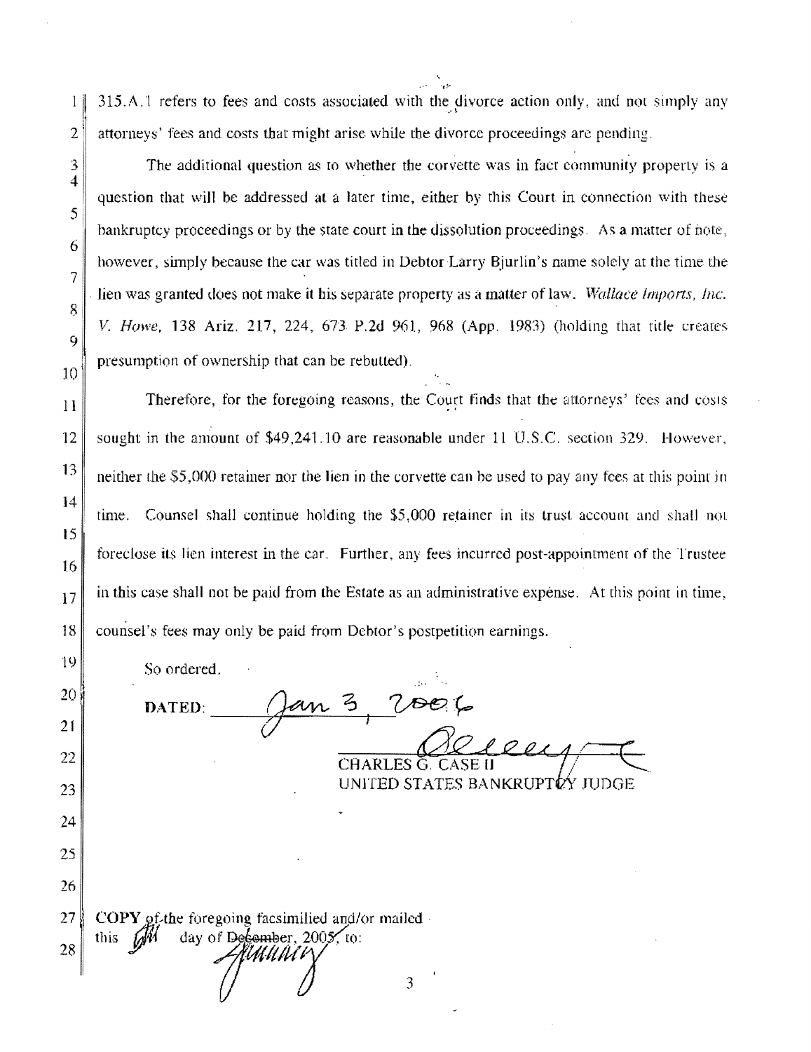315.A.1 refers to fees and costs associated with the divorce action only, and not simply any attorneys' fees and costs that might arise while the divorce proceedings are pending.

The additional question as to whether the corvette was in fact community property is a question that will be addressed at a later time, either by this Court in connection with these bankruptcy proceedings or by the state court in the dissolution proceedings. As a matter of note, however, simply because the car was titled in Debtor Larry Bjurlin's name solely at the time the lien was granted does not make it his separate property as a matter of law. *Wallace Imports, Inc. V. Howe*, 138 Ariz. 217, 224, 673 P.2d 961, 968 (App. 1983) (holding that title creates presumption of ownership that can be rebutted).

Therefore, for the foregoing reasons, the Court finds that the attorneys' fees and costs sought in the amount of $49,241.10 are reasonable under 11 U.S.C. section 329. However, neither the $5,000 retainer nor the lien in the corvette can be used to pay any fees at this point in time. Counsel shall continue holding the $5,000 retainer in its trust account and shall not foreclose its lien interest in the car. Further, any fees incurred post-appointment of the Trustee in this case shall not be paid from the Estate as an administrative expense. At this point in time, counsel's fees may only be paid from Debtor's postpetition earnings.

So ordered.

**DATED:** Jan 3, 2006

CHARLES G. CASE II
UNITED STATES BANKRUPTCY JUDGE

**COPY** of the foregoing facsimilied and/or mailed this 6th day of ~~December~~ January, ~~2005~~ 2006, to: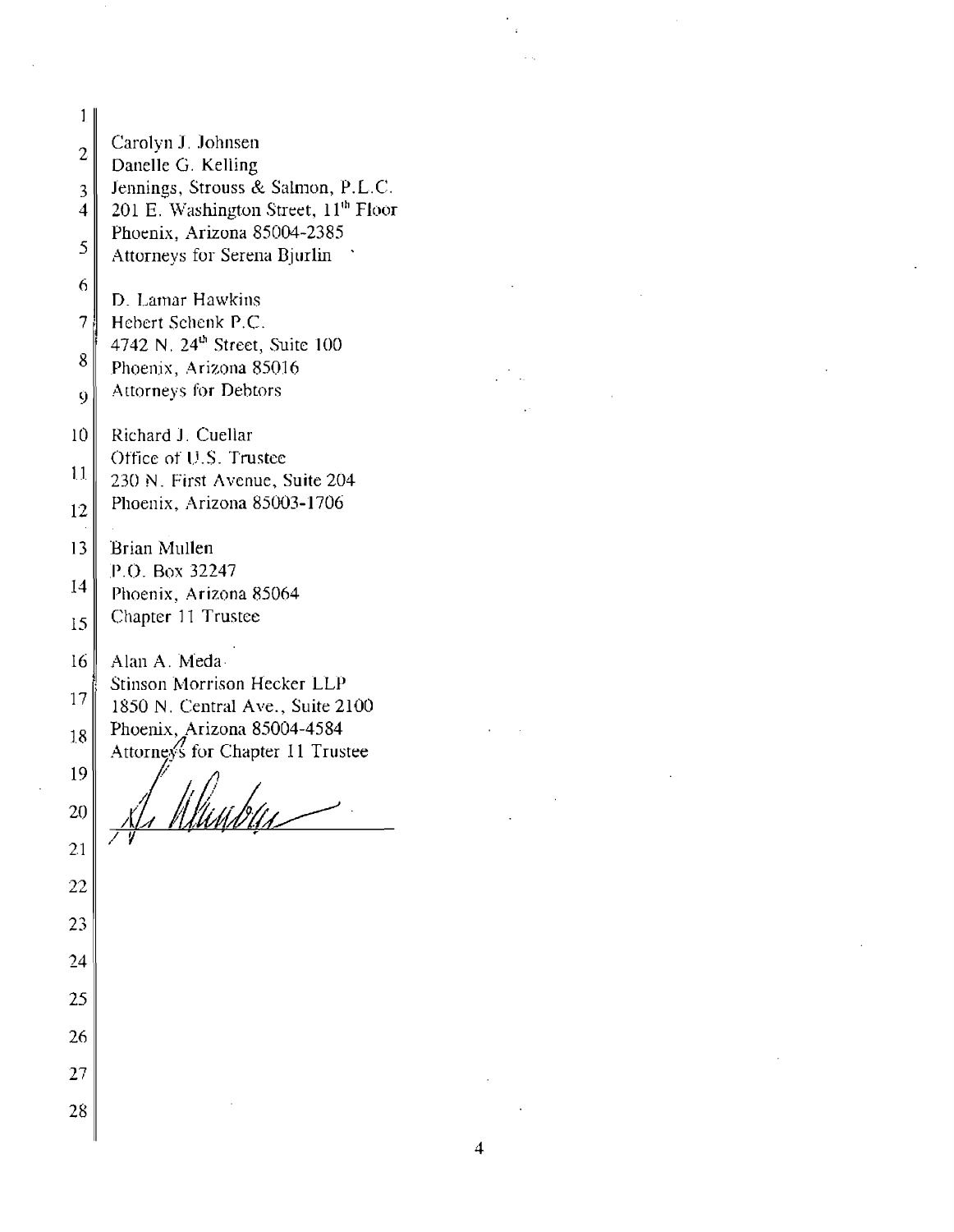Carolyn J. Johnsen
Danelle G. Kelling
Jennings, Strouss & Salmon, P.L.C.
201 E. Washington Street, 11th Floor
Phoenix, Arizona 85004-2385
Attorneys for Serena Bjurlin

D. Lamar Hawkins
Hebert Schenk P.C.
4742 N. 24th Street, Suite 100
Phoenix, Arizona 85016
Attorneys for Debtors

Richard J. Cuellar
Office of U.S. Trustee
230 N. First Avenue, Suite 204
Phoenix, Arizona 85003-1706

Brian Mullen
P.O. Box 32247
Phoenix, Arizona 85064
Chapter 11 Trustee

Alan A. Meda
Stinson Morrison Hecker LLP
1850 N. Central Ave., Suite 2100
Phoenix, Arizona 85004-4584
Attorneys for Chapter 11 Trustee

/s/ [signature]